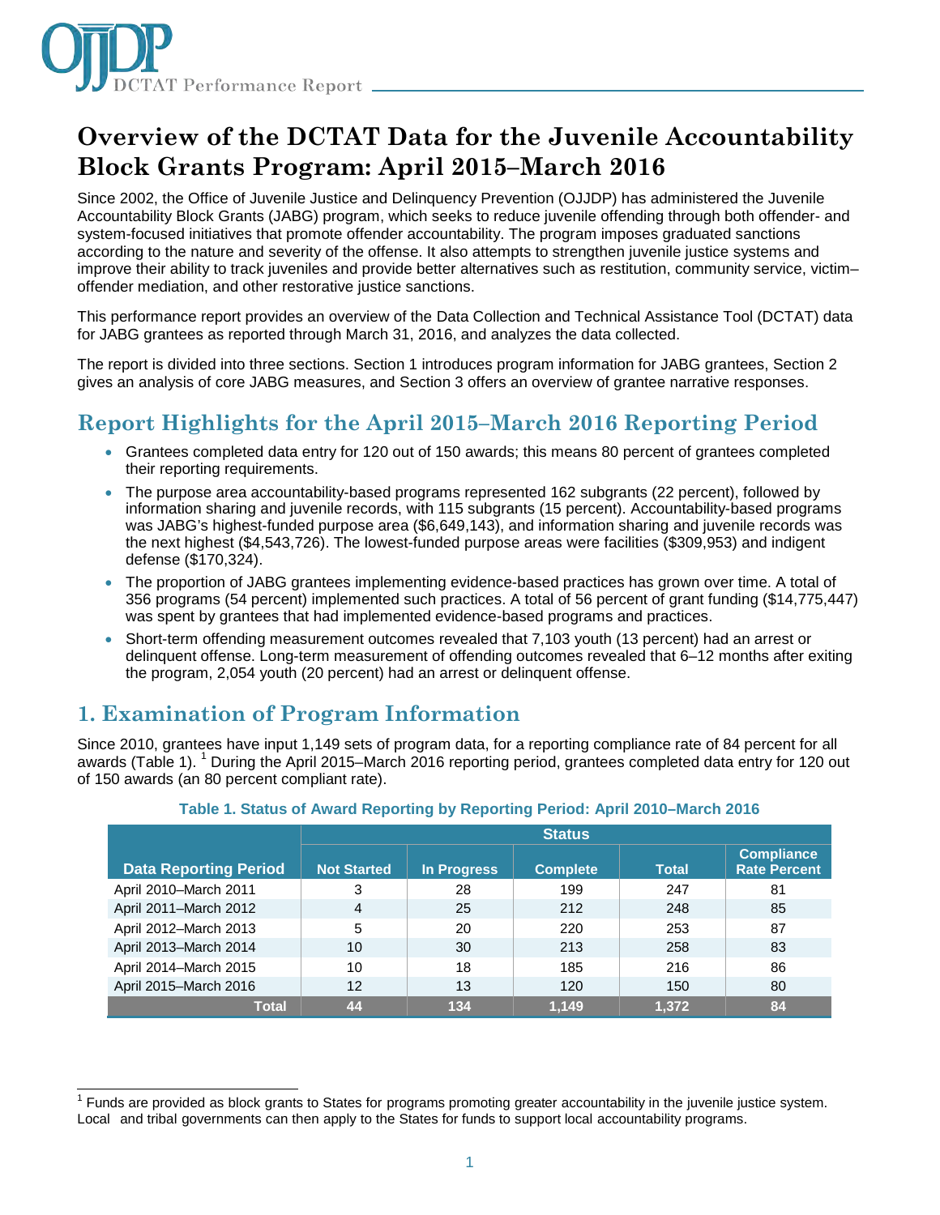# Overview of the DCTAT Data for the Juvenile Accountability Block Grants Program: April 2015–March 2016

Since 2002, the Office of Juvenile Justice and Delinquency Prevention (OJJDP) has administered the Juvenile Accountability Block Grants (JABG) program, which seeks to reduce juvenile offending through both offender- and system-focused initiatives that promote offender accountability. The program imposes graduated sanctions according to the nature and severity of the offense. It also attempts to strengthen juvenile justice systems and improve their ability to track juveniles and provide better alternatives such as restitution, community service, victim–offender mediation, and other restorative justice sanctions.

This performance report provides an overview of the Data Collection and Technical Assistance Tool (DCTAT) data for JABG grantees as reported through March 31, 2016, and analyzes the data collected.

The report is divided into three sections. Section 1 introduces program information for JABG grantees, Section 2 gives an analysis of core JABG measures, and Section 3 offers an overview of grantee narrative responses.

## Report Highlights for the April 2015–March 2016 Reporting Period

- Grantees completed data entry for 120 out of 150 awards; this means 80 percent of grantees completed their reporting requirements.
- The purpose area accountability-based programs represented 162 subgrants (22 percent), followed by information sharing and juvenile records, with 115 subgrants (15 percent). Accountability-based programs was JABG's highest-funded purpose area ($6,649,143), and information sharing and juvenile records was the next highest ($4,543,726). The lowest-funded purpose areas were facilities ($309,953) and indigent defense ($170,324).
- The proportion of JABG grantees implementing evidence-based practices has grown over time. A total of 356 programs (54 percent) implemented such practices. A total of 56 percent of grant funding ($14,775,447) was spent by grantees that had implemented evidence-based programs and practices.
- Short-term offending measurement outcomes revealed that 7,103 youth (13 percent) had an arrest or delinquent offense. Long-term measurement of offending outcomes revealed that 6–12 months after exiting the program, 2,054 youth (20 percent) had an arrest or delinquent offense.

## 1. Examination of Program Information

Since 2010, grantees have input 1,149 sets of program data, for a reporting compliance rate of 84 percent for all awards (Table 1). [1] During the April 2015–March 2016 reporting period, grantees completed data entry for 120 out of 150 awards (an 80 percent compliant rate).

**Table 1. Status of Award Reporting by Reporting Period: April 2010–March 2016**

| | Status | | | | |
|---|---|---|---|---|---|
| **Data Reporting Period** | **Not Started** | **In Progress** | **Complete** | **Total** | **Compliance Rate Percent** |
| April 2010–March 2011 | 3 | 28 | 199 | 247 | 81 |
| April 2011–March 2012 | 4 | 25 | 212 | 248 | 85 |
| April 2012–March 2013 | 5 | 20 | 220 | 253 | 87 |
| April 2013–March 2014 | 10 | 30 | 213 | 258 | 83 |
| April 2014–March 2015 | 10 | 18 | 185 | 216 | 86 |
| April 2015–March 2016 | 12 | 13 | 120 | 150 | 80 |
| **Total** | **44** | **134** | **1,149** | **1,372** | **84** |

[1] Funds are provided as block grants to States for programs promoting greater accountability in the juvenile justice system. Local and tribal governments can then apply to the States for funds to support local accountability programs.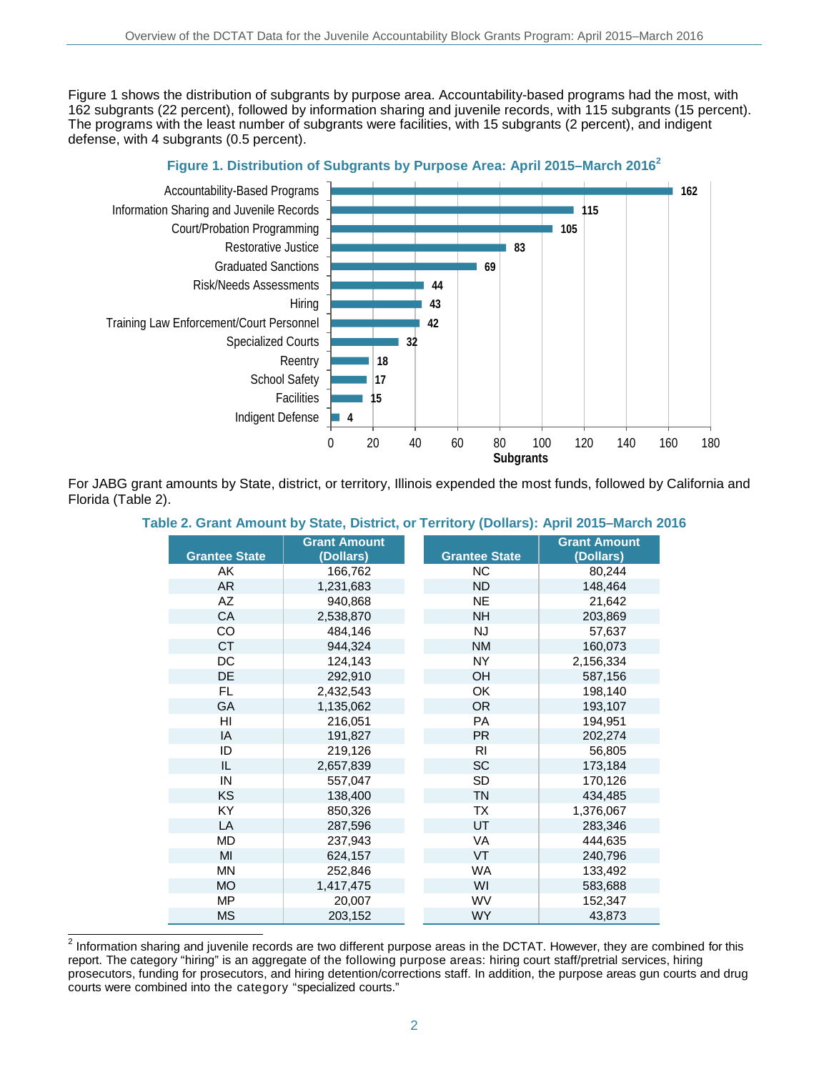Figure 1 shows the distribution of subgrants by purpose area. Accountability-based programs had the most, with 162 subgrants (22 percent), followed by information sharing and juvenile records, with 115 subgrants (15 percent). The programs with the least number of subgrants were facilities, with 15 subgrants (2 percent), and indigent defense, with 4 subgrants (0.5 percent).

**Figure 1. Distribution of Subgrants by Purpose Area: April 2015–March 2016[2]**

| Purpose Area | Subgrants |
|---|---|
| Accountability-Based Programs | 162 |
| Information Sharing and Juvenile Records | 115 |
| Court/Probation Programming | 105 |
| Restorative Justice | 83 |
| Graduated Sanctions | 69 |
| Risk/Needs Assessments | 44 |
| Hiring | 43 |
| Training Law Enforcement/Court Personnel | 42 |
| Specialized Courts | 32 |
| Reentry | 18 |
| School Safety | 17 |
| Facilities | 15 |
| Indigent Defense | 4 |

For JABG grant amounts by State, district, or territory, Illinois expended the most funds, followed by California and Florida (Table 2).

**Table 2. Grant Amount by State, District, or Territory (Dollars): April 2015–March 2016**

| Grantee State | Grant Amount (Dollars) | Grantee State | Grant Amount (Dollars) |
|---|---|---|---|
| AK | 166,762 | NC | 80,244 |
| AR | 1,231,683 | ND | 148,464 |
| AZ | 940,868 | NE | 21,642 |
| CA | 2,538,870 | NH | 203,869 |
| CO | 484,146 | NJ | 57,637 |
| CT | 944,324 | NM | 160,073 |
| DC | 124,143 | NY | 2,156,334 |
| DE | 292,910 | OH | 587,156 |
| FL | 2,432,543 | OK | 198,140 |
| GA | 1,135,062 | OR | 193,107 |
| HI | 216,051 | PA | 194,951 |
| IA | 191,827 | PR | 202,274 |
| ID | 219,126 | RI | 56,805 |
| IL | 2,657,839 | SC | 173,184 |
| IN | 557,047 | SD | 170,126 |
| KS | 138,400 | TN | 434,485 |
| KY | 850,326 | TX | 1,376,067 |
| LA | 287,596 | UT | 283,346 |
| MD | 237,943 | VA | 444,635 |
| MI | 624,157 | VT | 240,796 |
| MN | 252,846 | WA | 133,492 |
| MO | 1,417,475 | WI | 583,688 |
| MP | 20,007 | WV | 152,347 |
| MS | 203,152 | WY | 43,873 |

[2] Information sharing and juvenile records are two different purpose areas in the DCTAT. However, they are combined for this report. The category "hiring" is an aggregate of the following purpose areas: hiring court staff/pretrial services, hiring prosecutors, funding for prosecutors, and hiring detention/corrections staff. In addition, the purpose areas gun courts and drug courts were combined into the category "specialized courts."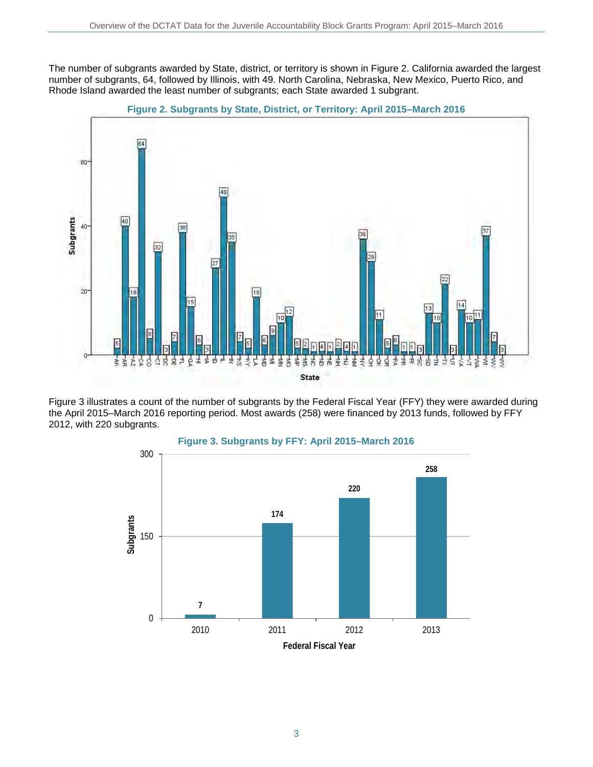The number of subgrants awarded by State, district, or territory is shown in Figure 2. California awarded the largest number of subgrants, 64, followed by Illinois, with 49. North Carolina, Nebraska, New Mexico, Puerto Rico, and Rhode Island awarded the least number of subgrants; each State awarded 1 subgrant.

**Figure 2. Subgrants by State, District, or Territory: April 2015–March 2016**

Figure 3 illustrates a count of the number of subgrants by the Federal Fiscal Year (FFY) they were awarded during the April 2015–March 2016 reporting period. Most awards (258) were financed by 2013 funds, followed by FFY 2012, with 220 subgrants.

**Figure 3. Subgrants by FFY: April 2015–March 2016**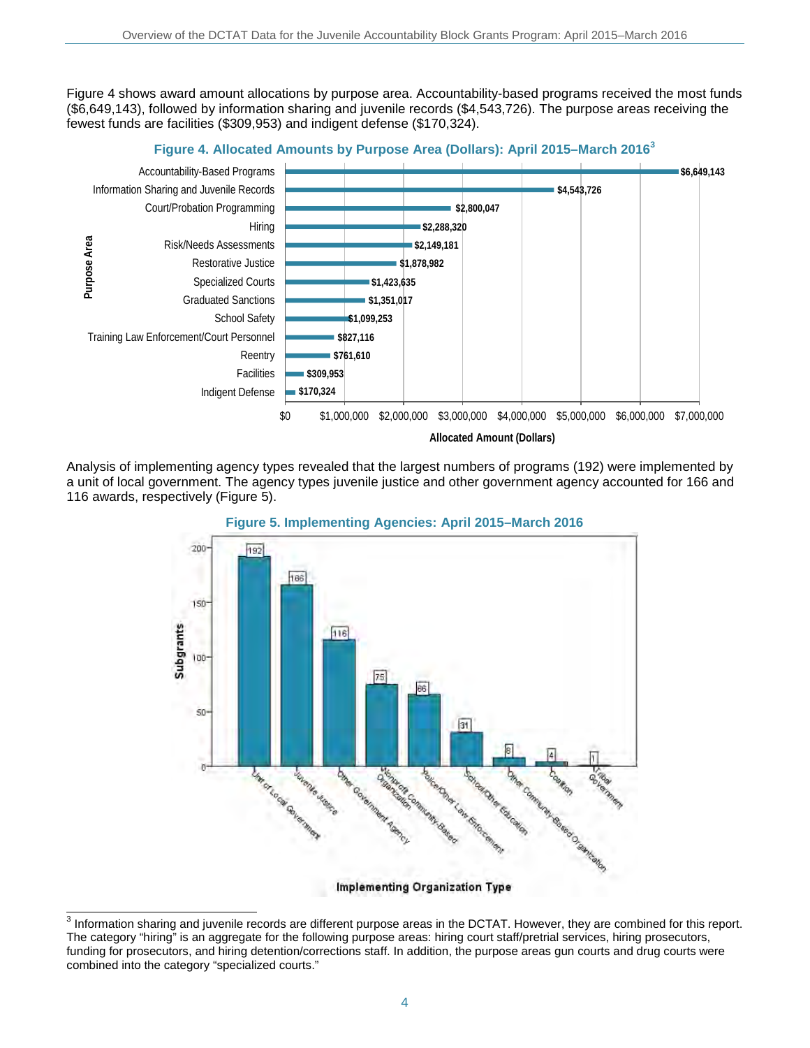Figure 4 shows award amount allocations by purpose area. Accountability-based programs received the most funds ($6,649,143), followed by information sharing and juvenile records ($4,543,726). The purpose areas receiving the fewest funds are facilities ($309,953) and indigent defense ($170,324).

**Figure 4. Allocated Amounts by Purpose Area (Dollars): April 2015–March 2016[3]**

| Purpose Area | Allocated Amount (Dollars) |
| --- | --- |
| Accountability-Based Programs | $6,649,143 |
| Information Sharing and Juvenile Records | $4,543,726 |
| Court/Probation Programming | $2,800,047 |
| Hiring | $2,288,320 |
| Risk/Needs Assessments | $2,149,181 |
| Restorative Justice | $1,878,982 |
| Specialized Courts | $1,423,635 |
| Graduated Sanctions | $1,351,017 |
| School Safety | $1,099,253 |
| Training Law Enforcement/Court Personnel | $827,116 |
| Reentry | $761,610 |
| Facilities | $309,953 |
| Indigent Defense | $170,324 |

Analysis of implementing agency types revealed that the largest numbers of programs (192) were implemented by a unit of local government. The agency types juvenile justice and other government agency accounted for 166 and 116 awards, respectively (Figure 5).

**Figure 5. Implementing Agencies: April 2015–March 2016**

| Implementing Organization Type | Subgrants |
| --- | --- |
| Unit of Local Government | 192 |
| Juvenile Justice | 166 |
| Other Government Agency | 116 |
| Nonprofit Community-Based Organization | 75 |
| Police/Other Law Enforcement | 66 |
| School/Other Education | 31 |
| Other Community-Based Organization | 8 |
| Coalition | 4 |
| Tribal Government | 1 |

[3] Information sharing and juvenile records are different purpose areas in the DCTAT. However, they are combined for this report. The category "hiring" is an aggregate for the following purpose areas: hiring court staff/pretrial services, hiring prosecutors, funding for prosecutors, and hiring detention/corrections staff. In addition, the purpose areas gun courts and drug courts were combined into the category "specialized courts."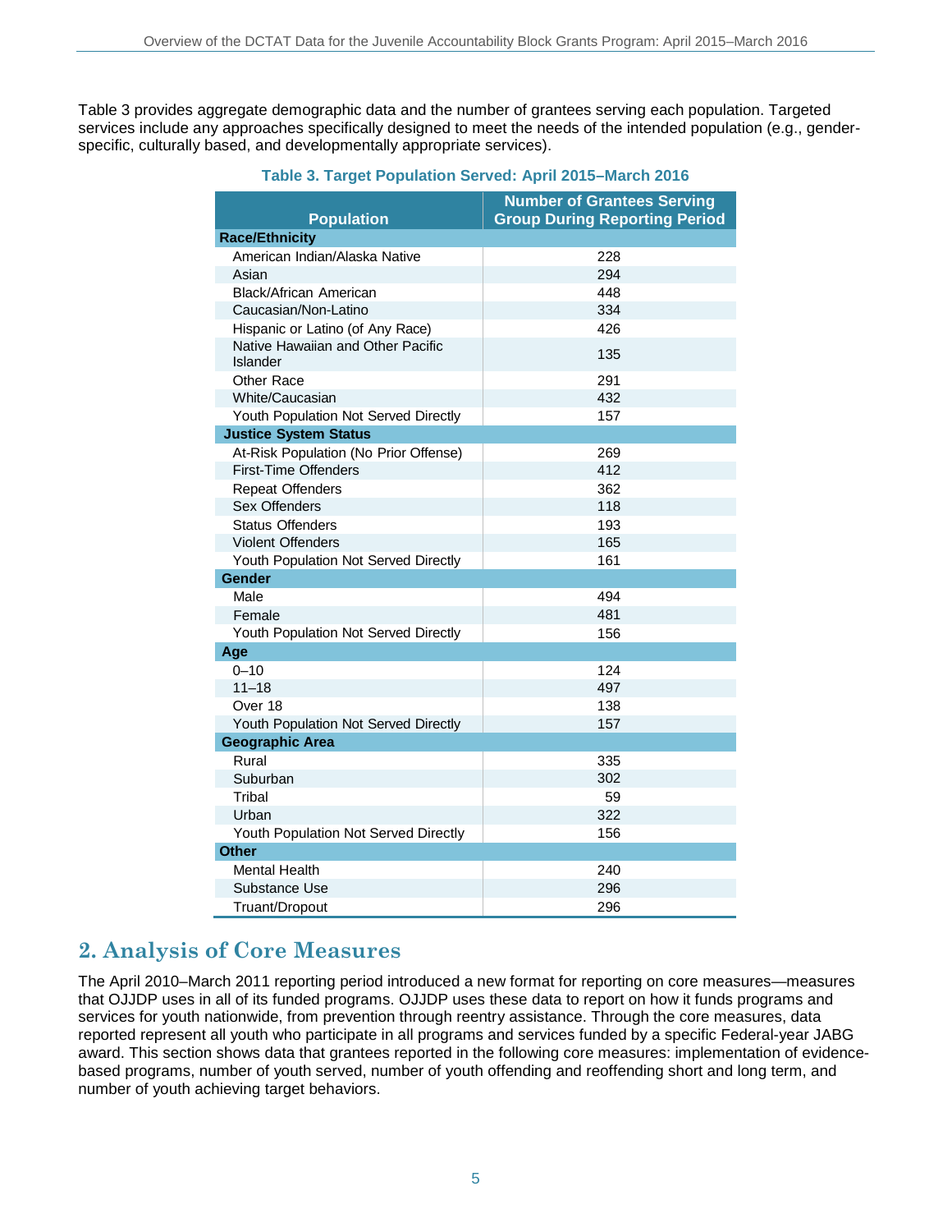Table 3 provides aggregate demographic data and the number of grantees serving each population. Targeted services include any approaches specifically designed to meet the needs of the intended population (e.g., gender-specific, culturally based, and developmentally appropriate services).

**Table 3. Target Population Served: April 2015–March 2016**

| Population | Number of Grantees Serving Group During Reporting Period |
|---|---|
| **Race/Ethnicity** | |
| American Indian/Alaska Native | 228 |
| Asian | 294 |
| Black/African American | 448 |
| Caucasian/Non-Latino | 334 |
| Hispanic or Latino (of Any Race) | 426 |
| Native Hawaiian and Other Pacific Islander | 135 |
| Other Race | 291 |
| White/Caucasian | 432 |
| Youth Population Not Served Directly | 157 |
| **Justice System Status** | |
| At-Risk Population (No Prior Offense) | 269 |
| First-Time Offenders | 412 |
| Repeat Offenders | 362 |
| Sex Offenders | 118 |
| Status Offenders | 193 |
| Violent Offenders | 165 |
| Youth Population Not Served Directly | 161 |
| **Gender** | |
| Male | 494 |
| Female | 481 |
| Youth Population Not Served Directly | 156 |
| **Age** | |
| 0–10 | 124 |
| 11–18 | 497 |
| Over 18 | 138 |
| Youth Population Not Served Directly | 157 |
| **Geographic Area** | |
| Rural | 335 |
| Suburban | 302 |
| Tribal | 59 |
| Urban | 322 |
| Youth Population Not Served Directly | 156 |
| **Other** | |
| Mental Health | 240 |
| Substance Use | 296 |
| Truant/Dropout | 296 |

## 2. Analysis of Core Measures

The April 2010–March 2011 reporting period introduced a new format for reporting on core measures—measures that OJJDP uses in all of its funded programs. OJJDP uses these data to report on how it funds programs and services for youth nationwide, from prevention through reentry assistance. Through the core measures, data reported represent all youth who participate in all programs and services funded by a specific Federal-year JABG award. This section shows data that grantees reported in the following core measures: implementation of evidence-based programs, number of youth served, number of youth offending and reoffending short and long term, and number of youth achieving target behaviors.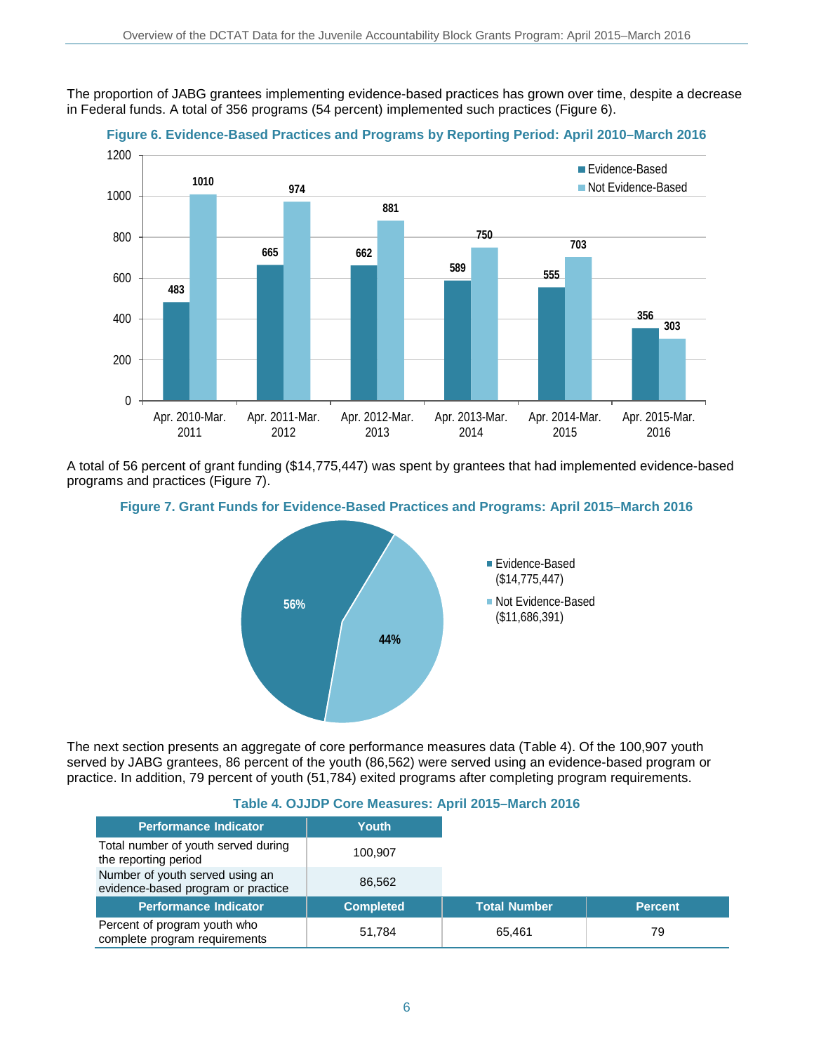The proportion of JABG grantees implementing evidence-based practices has grown over time, despite a decrease in Federal funds. A total of 356 programs (54 percent) implemented such practices (Figure 6).

**Figure 6. Evidence-Based Practices and Programs by Reporting Period: April 2010–March 2016**

| Reporting Period | Evidence-Based | Not Evidence-Based |
|---|---|---|
| Apr. 2010-Mar. 2011 | 483 | 1010 |
| Apr. 2011-Mar. 2012 | 665 | 974 |
| Apr. 2012-Mar. 2013 | 662 | 881 |
| Apr. 2013-Mar. 2014 | 589 | 750 |
| Apr. 2014-Mar. 2015 | 555 | 703 |
| Apr. 2015-Mar. 2016 | 356 | 303 |

A total of 56 percent of grant funding ($14,775,447) was spent by grantees that had implemented evidence-based programs and practices (Figure 7).

**Figure 7. Grant Funds for Evidence-Based Practices and Programs: April 2015–March 2016**

| Category | Percent |
|---|---|
| Evidence-Based ($14,775,447) | 56% |
| Not Evidence-Based ($11,686,391) | 44% |

The next section presents an aggregate of core performance measures data (Table 4). Of the 100,907 youth served by JABG grantees, 86 percent of the youth (86,562) were served using an evidence-based program or practice. In addition, 79 percent of youth (51,784) exited programs after completing program requirements.

**Table 4. OJJDP Core Measures: April 2015–March 2016**

| Performance Indicator | Youth | | |
|---|---|---|---|
| Total number of youth served during the reporting period | 100,907 | | |
| Number of youth served using an evidence-based program or practice | 86,562 | | |
| **Performance Indicator** | **Completed** | **Total Number** | **Percent** |
| Percent of program youth who complete program requirements | 51,784 | 65,461 | 79 |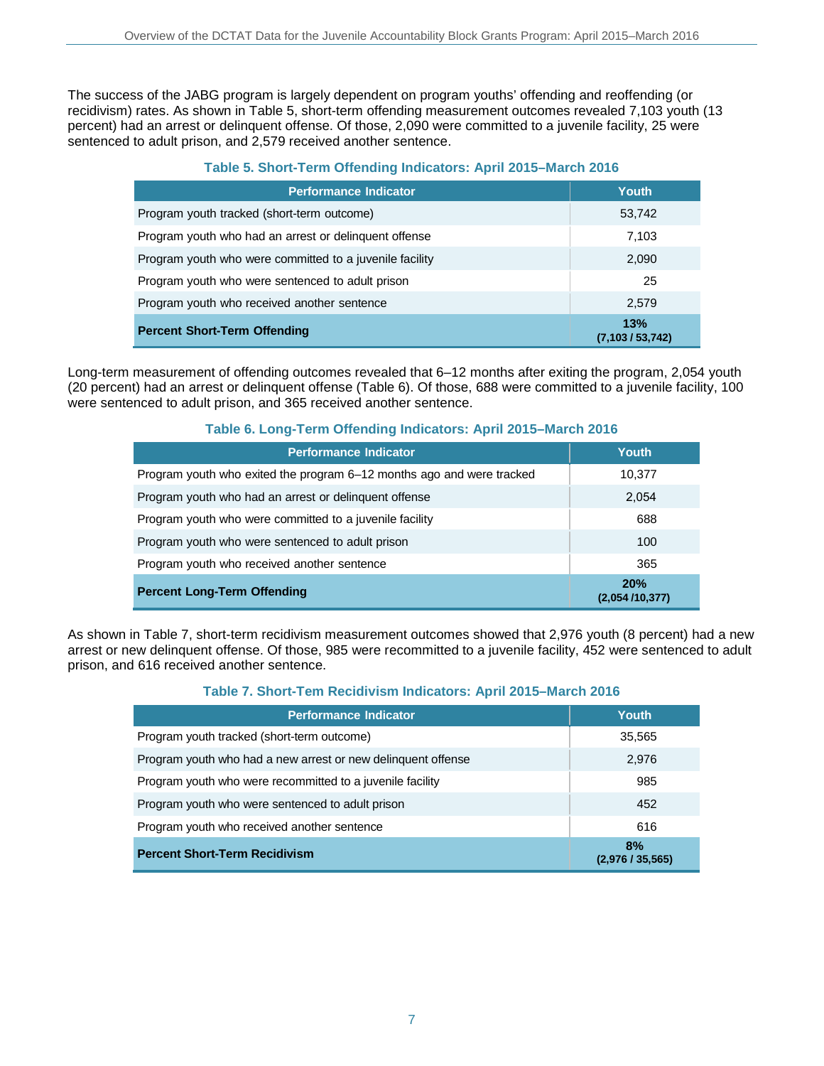The success of the JABG program is largely dependent on program youths' offending and reoffending (or recidivism) rates. As shown in Table 5, short-term offending measurement outcomes revealed 7,103 youth (13 percent) had an arrest or delinquent offense. Of those, 2,090 were committed to a juvenile facility, 25 were sentenced to adult prison, and 2,579 received another sentence.

**Table 5. Short-Term Offending Indicators: April 2015–March 2016**

| Performance Indicator | Youth |
|---|---|
| Program youth tracked (short-term outcome) | 53,742 |
| Program youth who had an arrest or delinquent offense | 7,103 |
| Program youth who were committed to a juvenile facility | 2,090 |
| Program youth who were sentenced to adult prison | 25 |
| Program youth who received another sentence | 2,579 |
| **Percent Short-Term Offending** | **13% (7,103 / 53,742)** |

Long-term measurement of offending outcomes revealed that 6–12 months after exiting the program, 2,054 youth (20 percent) had an arrest or delinquent offense (Table 6). Of those, 688 were committed to a juvenile facility, 100 were sentenced to adult prison, and 365 received another sentence.

**Table 6. Long-Term Offending Indicators: April 2015–March 2016**

| Performance Indicator | Youth |
|---|---|
| Program youth who exited the program 6–12 months ago and were tracked | 10,377 |
| Program youth who had an arrest or delinquent offense | 2,054 |
| Program youth who were committed to a juvenile facility | 688 |
| Program youth who were sentenced to adult prison | 100 |
| Program youth who received another sentence | 365 |
| **Percent Long-Term Offending** | **20% (2,054 /10,377)** |

As shown in Table 7, short-term recidivism measurement outcomes showed that 2,976 youth (8 percent) had a new arrest or new delinquent offense. Of those, 985 were recommitted to a juvenile facility, 452 were sentenced to adult prison, and 616 received another sentence.

**Table 7. Short-Tem Recidivism Indicators: April 2015–March 2016**

| Performance Indicator | Youth |
|---|---|
| Program youth tracked (short-term outcome) | 35,565 |
| Program youth who had a new arrest or new delinquent offense | 2,976 |
| Program youth who were recommitted to a juvenile facility | 985 |
| Program youth who were sentenced to adult prison | 452 |
| Program youth who received another sentence | 616 |
| **Percent Short-Term Recidivism** | **8% (2,976 / 35,565)** |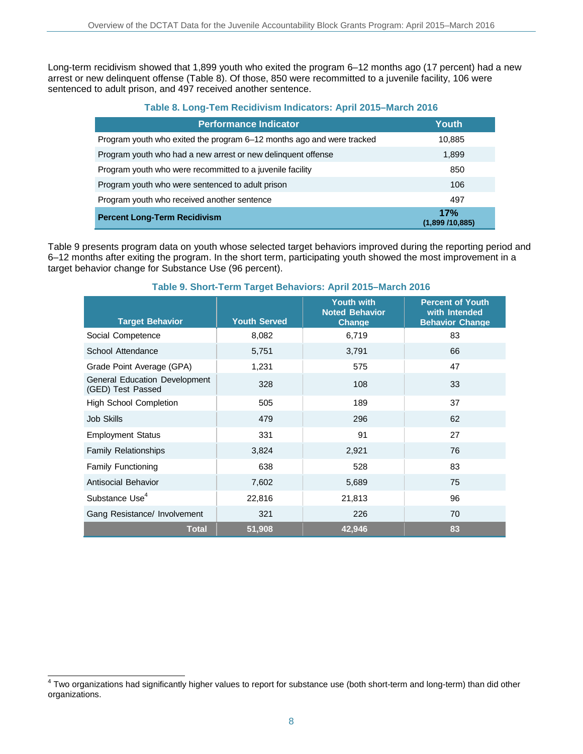Long-term recidivism showed that 1,899 youth who exited the program 6–12 months ago (17 percent) had a new arrest or new delinquent offense (Table 8). Of those, 850 were recommitted to a juvenile facility, 106 were sentenced to adult prison, and 497 received another sentence.

**Table 8. Long-Tem Recidivism Indicators: April 2015–March 2016**

| Performance Indicator | Youth |
|---|---|
| Program youth who exited the program 6–12 months ago and were tracked | 10,885 |
| Program youth who had a new arrest or new delinquent offense | 1,899 |
| Program youth who were recommitted to a juvenile facility | 850 |
| Program youth who were sentenced to adult prison | 106 |
| Program youth who received another sentence | 497 |
| **Percent Long-Term Recidivism** | **17%** **(1,899 /10,885)** |

Table 9 presents program data on youth whose selected target behaviors improved during the reporting period and 6–12 months after exiting the program. In the short term, participating youth showed the most improvement in a target behavior change for Substance Use (96 percent).

**Table 9. Short-Term Target Behaviors: April 2015–March 2016**

| Target Behavior | Youth Served | Youth with Noted Behavior Change | Percent of Youth with Intended Behavior Change |
|---|---|---|---|
| Social Competence | 8,082 | 6,719 | 83 |
| School Attendance | 5,751 | 3,791 | 66 |
| Grade Point Average (GPA) | 1,231 | 575 | 47 |
| General Education Development (GED) Test Passed | 328 | 108 | 33 |
| High School Completion | 505 | 189 | 37 |
| Job Skills | 479 | 296 | 62 |
| Employment Status | 331 | 91 | 27 |
| Family Relationships | 3,824 | 2,921 | 76 |
| Family Functioning | 638 | 528 | 83 |
| Antisocial Behavior | 7,602 | 5,689 | 75 |
| Substance Use[4] | 22,816 | 21,813 | 96 |
| Gang Resistance/ Involvement | 321 | 226 | 70 |
| **Total** | **51,908** | **42,946** | **83** |

[4] Two organizations had significantly higher values to report for substance use (both short-term and long-term) than did other organizations.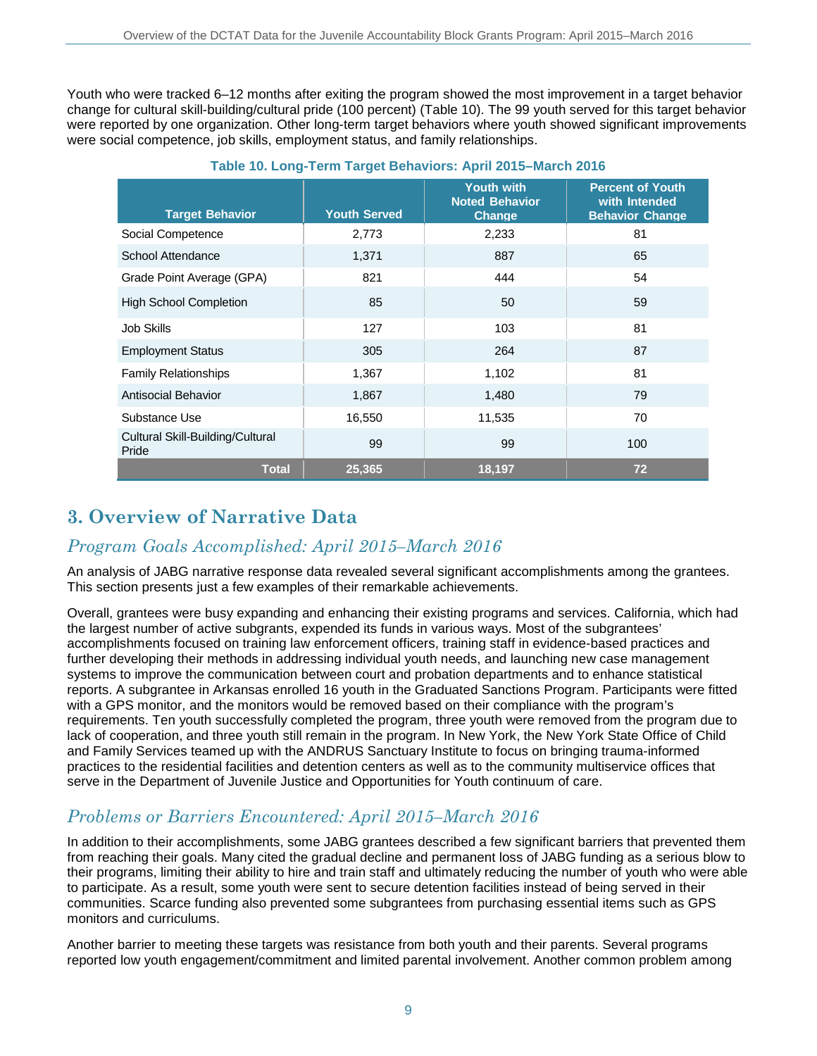Youth who were tracked 6–12 months after exiting the program showed the most improvement in a target behavior change for cultural skill-building/cultural pride (100 percent) (Table 10). The 99 youth served for this target behavior were reported by one organization. Other long-term target behaviors where youth showed significant improvements were social competence, job skills, employment status, and family relationships.

**Table 10. Long-Term Target Behaviors: April 2015–March 2016**

| Target Behavior | Youth Served | Youth with Noted Behavior Change | Percent of Youth with Intended Behavior Change |
|---|---|---|---|
| Social Competence | 2,773 | 2,233 | 81 |
| School Attendance | 1,371 | 887 | 65 |
| Grade Point Average (GPA) | 821 | 444 | 54 |
| High School Completion | 85 | 50 | 59 |
| Job Skills | 127 | 103 | 81 |
| Employment Status | 305 | 264 | 87 |
| Family Relationships | 1,367 | 1,102 | 81 |
| Antisocial Behavior | 1,867 | 1,480 | 79 |
| Substance Use | 16,550 | 11,535 | 70 |
| Cultural Skill-Building/Cultural Pride | 99 | 99 | 100 |
| **Total** | **25,365** | **18,197** | **72** |

# 3. Overview of Narrative Data

## *Program Goals Accomplished: April 2015–March 2016*

An analysis of JABG narrative response data revealed several significant accomplishments among the grantees. This section presents just a few examples of their remarkable achievements.

Overall, grantees were busy expanding and enhancing their existing programs and services. California, which had the largest number of active subgrants, expended its funds in various ways. Most of the subgrantees' accomplishments focused on training law enforcement officers, training staff in evidence-based practices and further developing their methods in addressing individual youth needs, and launching new case management systems to improve the communication between court and probation departments and to enhance statistical reports. A subgrantee in Arkansas enrolled 16 youth in the Graduated Sanctions Program. Participants were fitted with a GPS monitor, and the monitors would be removed based on their compliance with the program's requirements. Ten youth successfully completed the program, three youth were removed from the program due to lack of cooperation, and three youth still remain in the program. In New York, the New York State Office of Child and Family Services teamed up with the ANDRUS Sanctuary Institute to focus on bringing trauma-informed practices to the residential facilities and detention centers as well as to the community multiservice offices that serve in the Department of Juvenile Justice and Opportunities for Youth continuum of care.

## *Problems or Barriers Encountered: April 2015–March 2016*

In addition to their accomplishments, some JABG grantees described a few significant barriers that prevented them from reaching their goals. Many cited the gradual decline and permanent loss of JABG funding as a serious blow to their programs, limiting their ability to hire and train staff and ultimately reducing the number of youth who were able to participate. As a result, some youth were sent to secure detention facilities instead of being served in their communities. Scarce funding also prevented some subgrantees from purchasing essential items such as GPS monitors and curriculums.

Another barrier to meeting these targets was resistance from both youth and their parents. Several programs reported low youth engagement/commitment and limited parental involvement. Another common problem among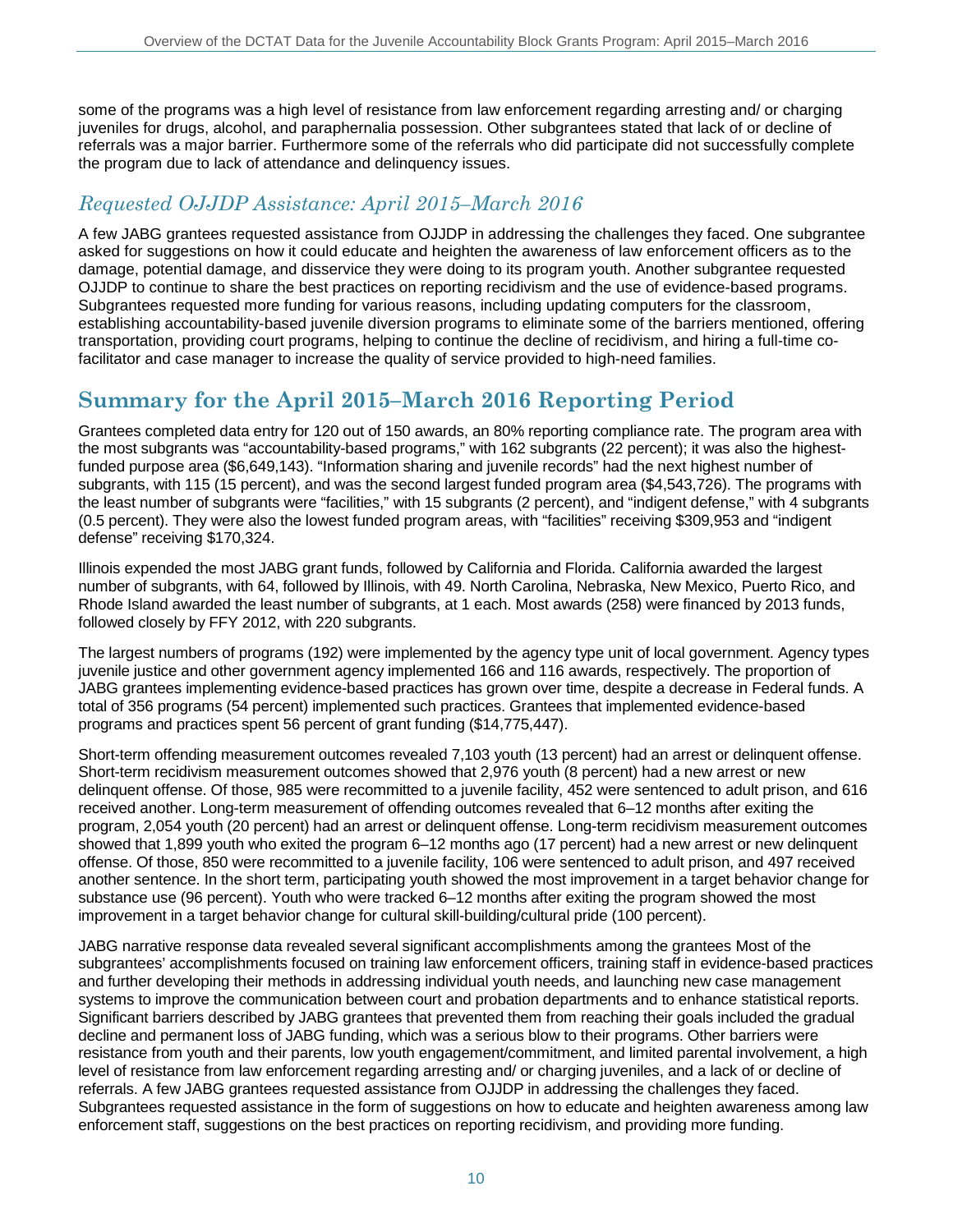some of the programs was a high level of resistance from law enforcement regarding arresting and/ or charging juveniles for drugs, alcohol, and paraphernalia possession. Other subgrantees stated that lack of or decline of referrals was a major barrier. Furthermore some of the referrals who did participate did not successfully complete the program due to lack of attendance and delinquency issues.

### *Requested OJJDP Assistance: April 2015–March 2016*

A few JABG grantees requested assistance from OJJDP in addressing the challenges they faced. One subgrantee asked for suggestions on how it could educate and heighten the awareness of law enforcement officers as to the damage, potential damage, and disservice they were doing to its program youth. Another subgrantee requested OJJDP to continue to share the best practices on reporting recidivism and the use of evidence-based programs. Subgrantees requested more funding for various reasons, including updating computers for the classroom, establishing accountability-based juvenile diversion programs to eliminate some of the barriers mentioned, offering transportation, providing court programs, helping to continue the decline of recidivism, and hiring a full-time co-facilitator and case manager to increase the quality of service provided to high-need families.

## Summary for the April 2015–March 2016 Reporting Period

Grantees completed data entry for 120 out of 150 awards, an 80% reporting compliance rate. The program area with the most subgrants was "accountability-based programs," with 162 subgrants (22 percent); it was also the highest-funded purpose area ($6,649,143). "Information sharing and juvenile records" had the next highest number of subgrants, with 115 (15 percent), and was the second largest funded program area ($4,543,726). The programs with the least number of subgrants were "facilities," with 15 subgrants (2 percent), and "indigent defense," with 4 subgrants (0.5 percent). They were also the lowest funded program areas, with "facilities" receiving $309,953 and "indigent defense" receiving $170,324.

Illinois expended the most JABG grant funds, followed by California and Florida. California awarded the largest number of subgrants, with 64, followed by Illinois, with 49. North Carolina, Nebraska, New Mexico, Puerto Rico, and Rhode Island awarded the least number of subgrants, at 1 each. Most awards (258) were financed by 2013 funds, followed closely by FFY 2012, with 220 subgrants.

The largest numbers of programs (192) were implemented by the agency type unit of local government. Agency types juvenile justice and other government agency implemented 166 and 116 awards, respectively. The proportion of JABG grantees implementing evidence-based practices has grown over time, despite a decrease in Federal funds. A total of 356 programs (54 percent) implemented such practices. Grantees that implemented evidence-based programs and practices spent 56 percent of grant funding ($14,775,447).

Short-term offending measurement outcomes revealed 7,103 youth (13 percent) had an arrest or delinquent offense. Short-term recidivism measurement outcomes showed that 2,976 youth (8 percent) had a new arrest or new delinquent offense. Of those, 985 were recommitted to a juvenile facility, 452 were sentenced to adult prison, and 616 received another. Long-term measurement of offending outcomes revealed that 6–12 months after exiting the program, 2,054 youth (20 percent) had an arrest or delinquent offense. Long-term recidivism measurement outcomes showed that 1,899 youth who exited the program 6–12 months ago (17 percent) had a new arrest or new delinquent offense. Of those, 850 were recommitted to a juvenile facility, 106 were sentenced to adult prison, and 497 received another sentence. In the short term, participating youth showed the most improvement in a target behavior change for substance use (96 percent). Youth who were tracked 6–12 months after exiting the program showed the most improvement in a target behavior change for cultural skill-building/cultural pride (100 percent).

JABG narrative response data revealed several significant accomplishments among the grantees Most of the subgrantees' accomplishments focused on training law enforcement officers, training staff in evidence-based practices and further developing their methods in addressing individual youth needs, and launching new case management systems to improve the communication between court and probation departments and to enhance statistical reports. Significant barriers described by JABG grantees that prevented them from reaching their goals included the gradual decline and permanent loss of JABG funding, which was a serious blow to their programs. Other barriers were resistance from youth and their parents, low youth engagement/commitment, and limited parental involvement, a high level of resistance from law enforcement regarding arresting and/ or charging juveniles, and a lack of or decline of referrals. A few JABG grantees requested assistance from OJJDP in addressing the challenges they faced. Subgrantees requested assistance in the form of suggestions on how to educate and heighten awareness among law enforcement staff, suggestions on the best practices on reporting recidivism, and providing more funding.